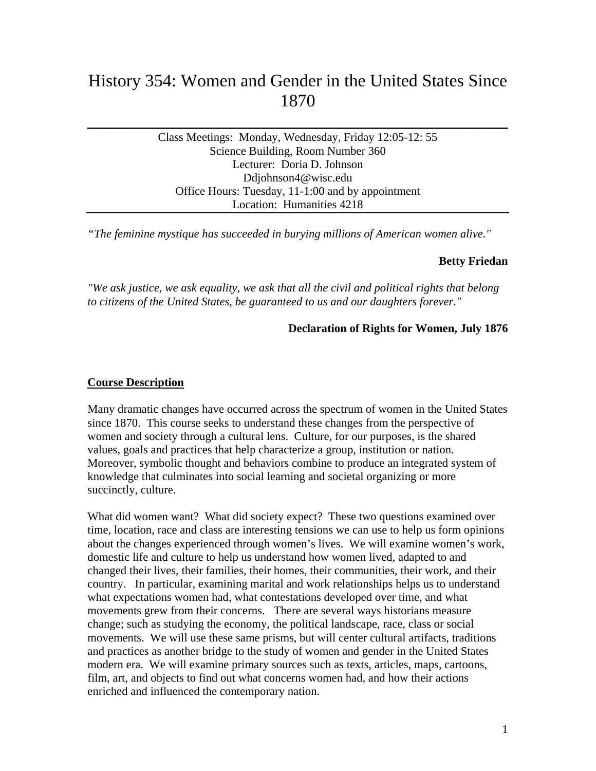# History 354: Women and Gender in the United States Since 1870

---

Class Meetings: Monday, Wednesday, Friday 12:05-12: 55
Science Building, Room Number 360
Lecturer: Doria D. Johnson
Ddjohnson4@wisc.edu
Office Hours: Tuesday, 11-1:00 and by appointment
Location: Humanities 4218

---

*"The feminine mystique has succeeded in burying millions of American women alive."*

**Betty Friedan**

*"We ask justice, we ask equality, we ask that all the civil and political rights that belong to citizens of the United States, be guaranteed to us and our daughters forever."*

**Declaration of Rights for Women, July 1876**

## Course Description

Many dramatic changes have occurred across the spectrum of women in the United States since 1870. This course seeks to understand these changes from the perspective of women and society through a cultural lens. Culture, for our purposes, is the shared values, goals and practices that help characterize a group, institution or nation. Moreover, symbolic thought and behaviors combine to produce an integrated system of knowledge that culminates into social learning and societal organizing or more succinctly, culture.

What did women want? What did society expect? These two questions examined over time, location, race and class are interesting tensions we can use to help us form opinions about the changes experienced through women's lives. We will examine women's work, domestic life and culture to help us understand how women lived, adapted to and changed their lives, their families, their homes, their communities, their work, and their country. In particular, examining marital and work relationships helps us to understand what expectations women had, what contestations developed over time, and what movements grew from their concerns. There are several ways historians measure change; such as studying the economy, the political landscape, race, class or social movements. We will use these same prisms, but will center cultural artifacts, traditions and practices as another bridge to the study of women and gender in the United States modern era. We will examine primary sources such as texts, articles, maps, cartoons, film, art, and objects to find out what concerns women had, and how their actions enriched and influenced the contemporary nation.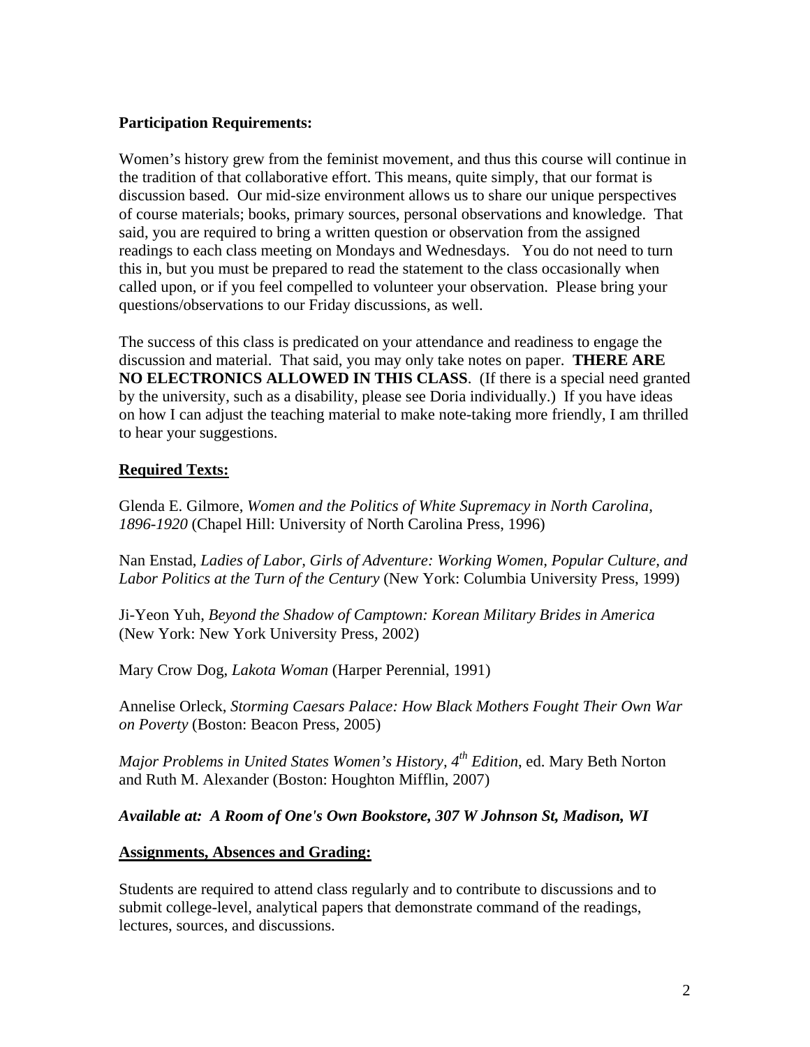**Participation Requirements:**

Women's history grew from the feminist movement, and thus this course will continue in the tradition of that collaborative effort. This means, quite simply, that our format is discussion based. Our mid-size environment allows us to share our unique perspectives of course materials; books, primary sources, personal observations and knowledge. That said, you are required to bring a written question or observation from the assigned readings to each class meeting on Mondays and Wednesdays. You do not need to turn this in, but you must be prepared to read the statement to the class occasionally when called upon, or if you feel compelled to volunteer your observation. Please bring your questions/observations to our Friday discussions, as well.

The success of this class is predicated on your attendance and readiness to engage the discussion and material. That said, you may only take notes on paper. **THERE ARE NO ELECTRONICS ALLOWED IN THIS CLASS**. (If there is a special need granted by the university, such as a disability, please see Doria individually.) If you have ideas on how I can adjust the teaching material to make note-taking more friendly, I am thrilled to hear your suggestions.

## Required Texts:

Glenda E. Gilmore, *Women and the Politics of White Supremacy in North Carolina, 1896-1920* (Chapel Hill: University of North Carolina Press, 1996)

Nan Enstad, *Ladies of Labor, Girls of Adventure: Working Women, Popular Culture, and Labor Politics at the Turn of the Century* (New York: Columbia University Press, 1999)

Ji-Yeon Yuh, *Beyond the Shadow of Camptown: Korean Military Brides in America* (New York: New York University Press, 2002)

Mary Crow Dog, *Lakota Woman* (Harper Perennial, 1991)

Annelise Orleck, *Storming Caesars Palace: How Black Mothers Fought Their Own War on Poverty* (Boston: Beacon Press, 2005)

*Major Problems in United States Women's History, 4th Edition*, ed. Mary Beth Norton and Ruth M. Alexander (Boston: Houghton Mifflin, 2007)

***Available at: A Room of One's Own Bookstore, 307 W Johnson St, Madison, WI***

## Assignments, Absences and Grading:

Students are required to attend class regularly and to contribute to discussions and to submit college-level, analytical papers that demonstrate command of the readings, lectures, sources, and discussions.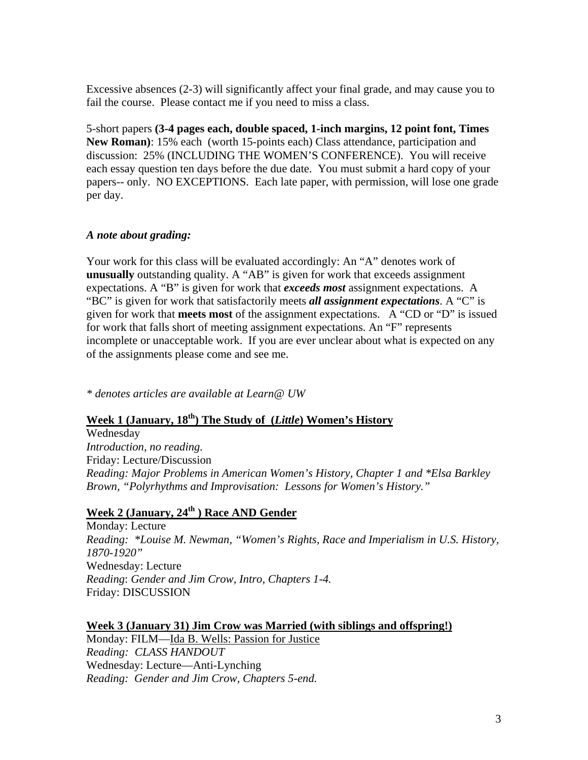Excessive absences (2-3) will significantly affect your final grade, and may cause you to fail the course. Please contact me if you need to miss a class.

5-short papers **(3-4 pages each, double spaced, 1-inch margins, 12 point font, Times New Roman)**: 15% each (worth 15-points each) Class attendance, participation and discussion: 25% (INCLUDING THE WOMEN'S CONFERENCE). You will receive each essay question ten days before the due date. You must submit a hard copy of your papers-- only. NO EXCEPTIONS. Each late paper, with permission, will lose one grade per day.

***A note about grading:***

Your work for this class will be evaluated accordingly: An "A" denotes work of **unusually** outstanding quality. A "AB" is given for work that exceeds assignment expectations. A "B" is given for work that ***exceeds most*** assignment expectations. A "BC" is given for work that satisfactorily meets ***all assignment expectations***. A "C" is given for work that **meets most** of the assignment expectations. A "CD or "D" is issued for work that falls short of meeting assignment expectations. An "F" represents incomplete or unacceptable work. If you are ever unclear about what is expected on any of the assignments please come and see me.

*\* denotes articles are available at Learn@ UW*

**<u>Week 1 (January, 18th) The Study of (*Little*) Women's History</u>**

Wednesday
*Introduction, no reading.*
Friday: Lecture/Discussion
*Reading: Major Problems in American Women's History, Chapter 1 and \*Elsa Barkley Brown, "Polyrhythms and Improvisation: Lessons for Women's History."*

**<u>Week 2 (January, 24th ) Race AND Gender</u>**

Monday: Lecture
*Reading: \*Louise M. Newman, "Women's Rights, Race and Imperialism in U.S. History, 1870-1920"*
Wednesday: Lecture
*Reading*: *Gender and Jim Crow, Intro, Chapters 1-4.*
Friday: DISCUSSION

**<u>Week 3 (January 31) Jim Crow was Married (with siblings and offspring!)</u>**

Monday: FILM—<u>Ida B. Wells: Passion for Justice</u>
*Reading: CLASS HANDOUT*
Wednesday: Lecture—Anti-Lynching
*Reading: Gender and Jim Crow, Chapters 5-end.*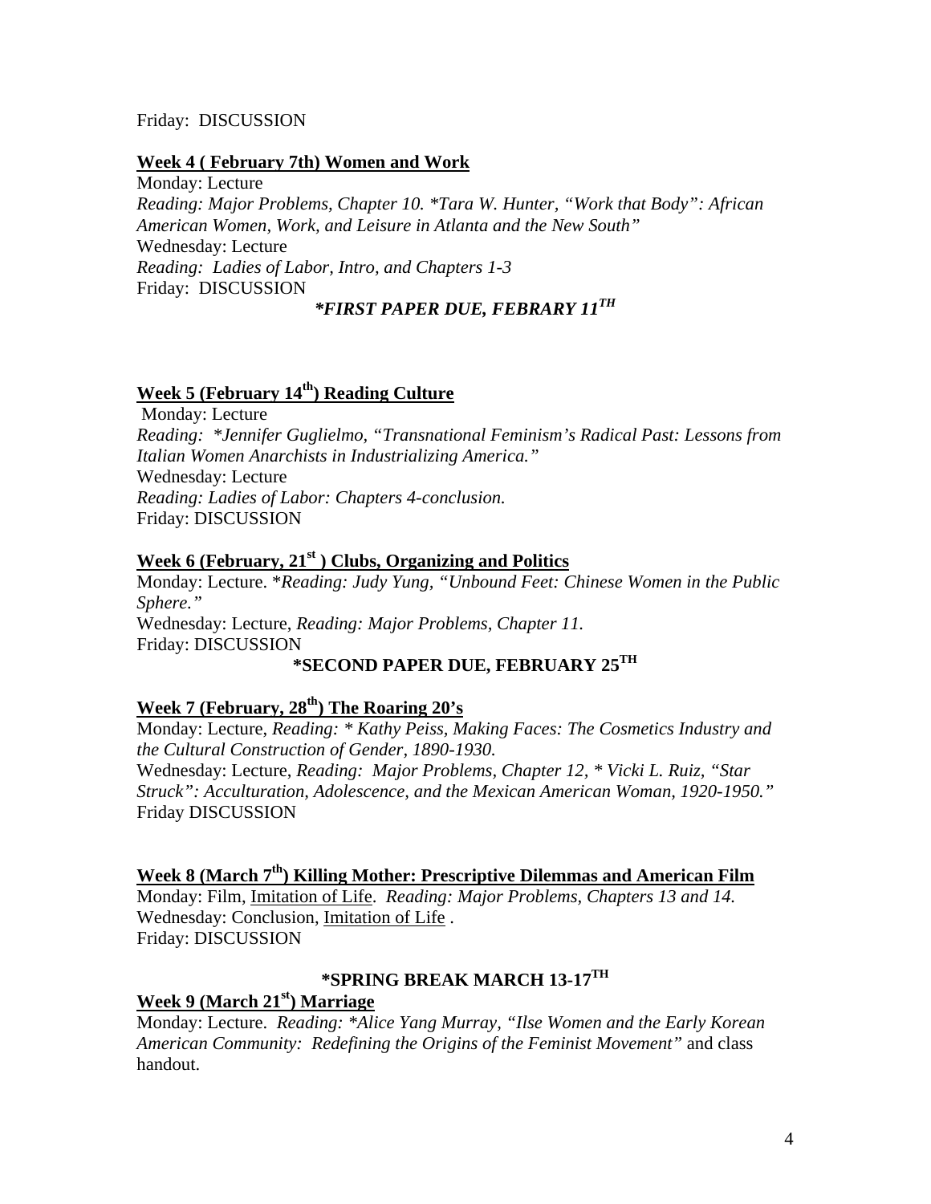Friday: DISCUSSION

**Week 4 ( February 7th) Women and Work**

Monday: Lecture
*Reading: Major Problems, Chapter 10. *Tara W. Hunter, "Work that Body": African American Women, Work, and Leisure in Atlanta and the New South"*
Wednesday: Lecture
*Reading: Ladies of Labor, Intro, and Chapters 1-3*
Friday: DISCUSSION

***FIRST PAPER DUE, FEBRARY 11TH***

**Week 5 (February 14th) Reading Culture**

Monday: Lecture
*Reading: *Jennifer Guglielmo, "Transnational Feminism's Radical Past: Lessons from Italian Women Anarchists in Industrializing America."*
Wednesday: Lecture
*Reading: Ladies of Labor: Chapters 4-conclusion.*
Friday: DISCUSSION

**Week 6 (February, 21st ) Clubs, Organizing and Politics**

Monday: Lecture. **Reading: Judy Yung, "Unbound Feet: Chinese Women in the Public Sphere."*
Wednesday: Lecture, *Reading: Major Problems, Chapter 11.*
Friday: DISCUSSION

**\*SECOND PAPER DUE, FEBRUARY 25TH**

**Week 7 (February, 28th) The Roaring 20's**

Monday: Lecture, *Reading: * Kathy Peiss, Making Faces: The Cosmetics Industry and the Cultural Construction of Gender, 1890-1930.*
Wednesday: Lecture, *Reading: Major Problems, Chapter 12, * Vicki L. Ruiz, "Star Struck": Acculturation, Adolescence, and the Mexican American Woman, 1920-1950."*
Friday DISCUSSION

**Week 8 (March 7th) Killing Mother: Prescriptive Dilemmas and American Film**

Monday: Film, Imitation of Life. *Reading: Major Problems, Chapters 13 and 14.*
Wednesday: Conclusion, Imitation of Life .
Friday: DISCUSSION

**\*SPRING BREAK MARCH 13-17TH**

**Week 9 (March 21st) Marriage**

Monday: Lecture. *Reading: *Alice Yang Murray, "Ilse Women and the Early Korean American Community: Redefining the Origins of the Feminist Movement"* and class handout.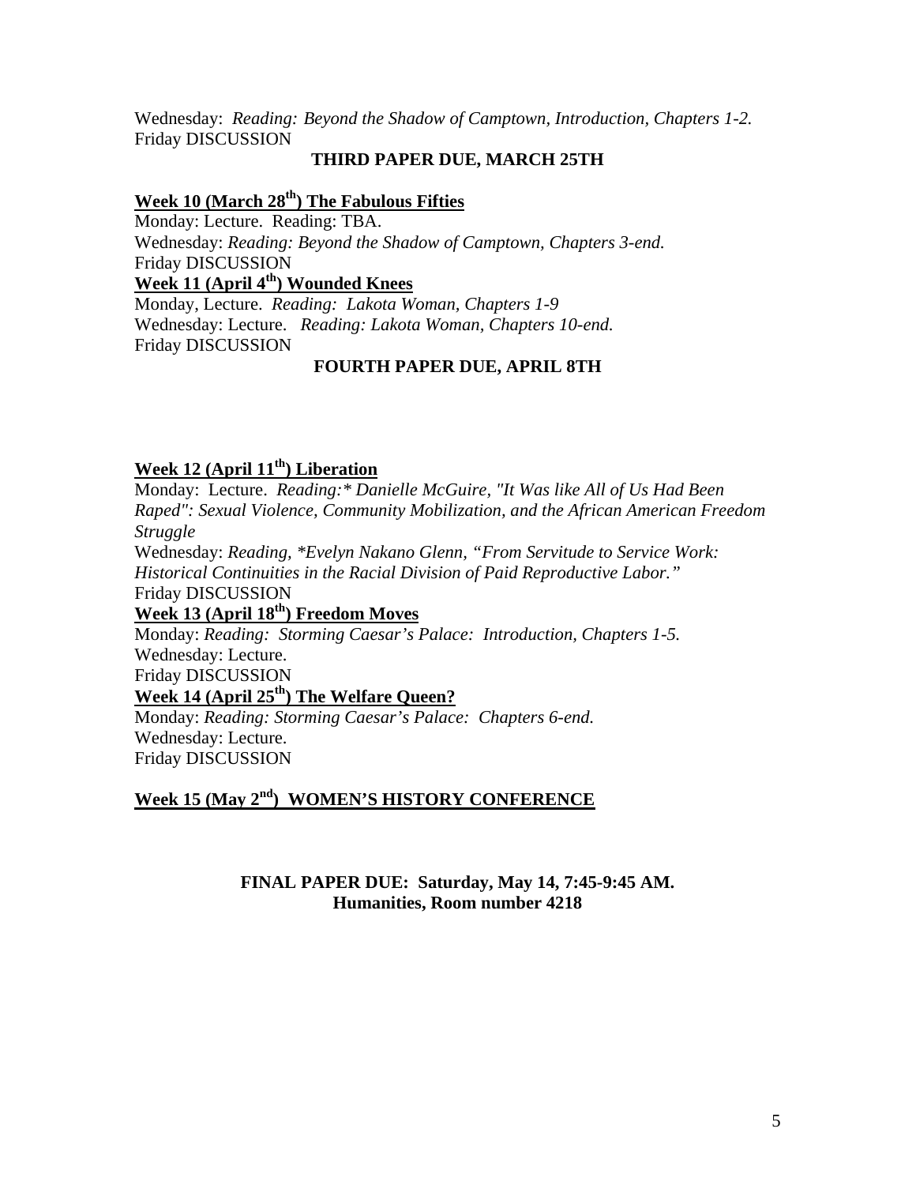Wednesday: *Reading: Beyond the Shadow of Camptown, Introduction, Chapters 1-2.*
Friday DISCUSSION

**THIRD PAPER DUE, MARCH 25TH**

## Week 10 (March 28th) The Fabulous Fifties

Monday: Lecture. Reading: TBA.
Wednesday: *Reading: Beyond the Shadow of Camptown, Chapters 3-end.*
Friday DISCUSSION

## Week 11 (April 4th) Wounded Knees

Monday, Lecture. *Reading: Lakota Woman, Chapters 1-9*
Wednesday: Lecture. *Reading: Lakota Woman, Chapters 10-end.*
Friday DISCUSSION

**FOURTH PAPER DUE, APRIL 8TH**

## Week 12 (April 11th) Liberation

Monday: Lecture. *Reading:* Danielle McGuire, "It Was like All of Us Had Been Raped": Sexual Violence, Community Mobilization, and the African American Freedom Struggle*
Wednesday: *Reading, *Evelyn Nakano Glenn, "From Servitude to Service Work: Historical Continuities in the Racial Division of Paid Reproductive Labor."*
Friday DISCUSSION

## Week 13 (April 18th) Freedom Moves

Monday: *Reading: Storming Caesar's Palace: Introduction, Chapters 1-5.*
Wednesday: Lecture.
Friday DISCUSSION

## Week 14 (April 25th) The Welfare Queen?

Monday: *Reading: Storming Caesar's Palace: Chapters 6-end.*
Wednesday: Lecture.
Friday DISCUSSION

## Week 15 (May 2nd) WOMEN'S HISTORY CONFERENCE

**FINAL PAPER DUE: Saturday, May 14, 7:45-9:45 AM.**
**Humanities, Room number 4218**